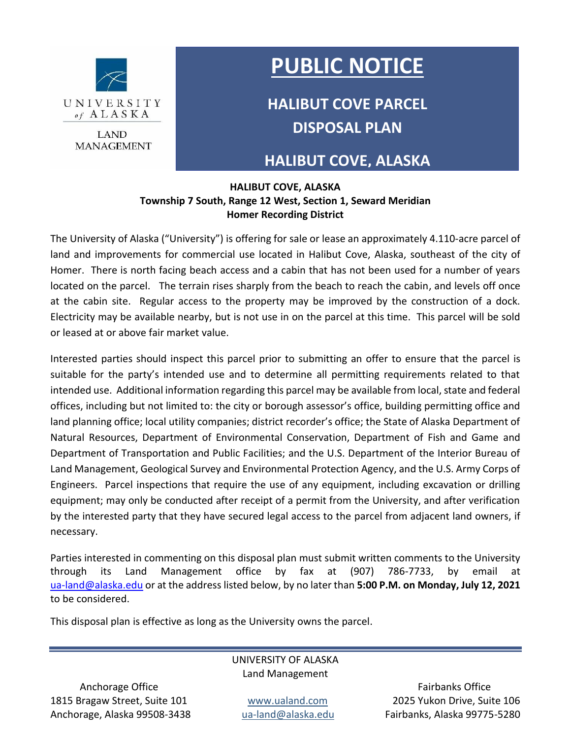UNIVERSITY of ALASKA

LAND MANAGEMENT

# PUBLIC NOTICE

## HALIBUT COVE PARCEL DISPOSAL PLAN

## HALIBUT COVE, ALASKA

**HALIBUT COVE, ALASKA**
**Township 7 South, Range 12 West, Section 1, Seward Meridian**
**Homer Recording District**

The University of Alaska ("University") is offering for sale or lease an approximately 4.110-acre parcel of land and improvements for commercial use located in Halibut Cove, Alaska, southeast of the city of Homer. There is north facing beach access and a cabin that has not been used for a number of years located on the parcel. The terrain rises sharply from the beach to reach the cabin, and levels off once at the cabin site. Regular access to the property may be improved by the construction of a dock. Electricity may be available nearby, but is not use in on the parcel at this time. This parcel will be sold or leased at or above fair market value.

Interested parties should inspect this parcel prior to submitting an offer to ensure that the parcel is suitable for the party's intended use and to determine all permitting requirements related to that intended use. Additional information regarding this parcel may be available from local, state and federal offices, including but not limited to: the city or borough assessor's office, building permitting office and land planning office; local utility companies; district recorder's office; the State of Alaska Department of Natural Resources, Department of Environmental Conservation, Department of Fish and Game and Department of Transportation and Public Facilities; and the U.S. Department of the Interior Bureau of Land Management, Geological Survey and Environmental Protection Agency, and the U.S. Army Corps of Engineers. Parcel inspections that require the use of any equipment, including excavation or drilling equipment; may only be conducted after receipt of a permit from the University, and after verification by the interested party that they have secured legal access to the parcel from adjacent land owners, if necessary.

Parties interested in commenting on this disposal plan must submit written comments to the University through its Land Management office by fax at (907) 786-7733, by email at ua-land@alaska.edu or at the address listed below, by no later than **5:00 P.M. on Monday, July 12, 2021** to be considered.

This disposal plan is effective as long as the University owns the parcel.

---

UNIVERSITY OF ALASKA
Land Management

Anchorage Office
1815 Bragaw Street, Suite 101
Anchorage, Alaska 99508-3438

www.ualand.com
ua-land@alaska.edu

Fairbanks Office
2025 Yukon Drive, Suite 106
Fairbanks, Alaska 99775-5280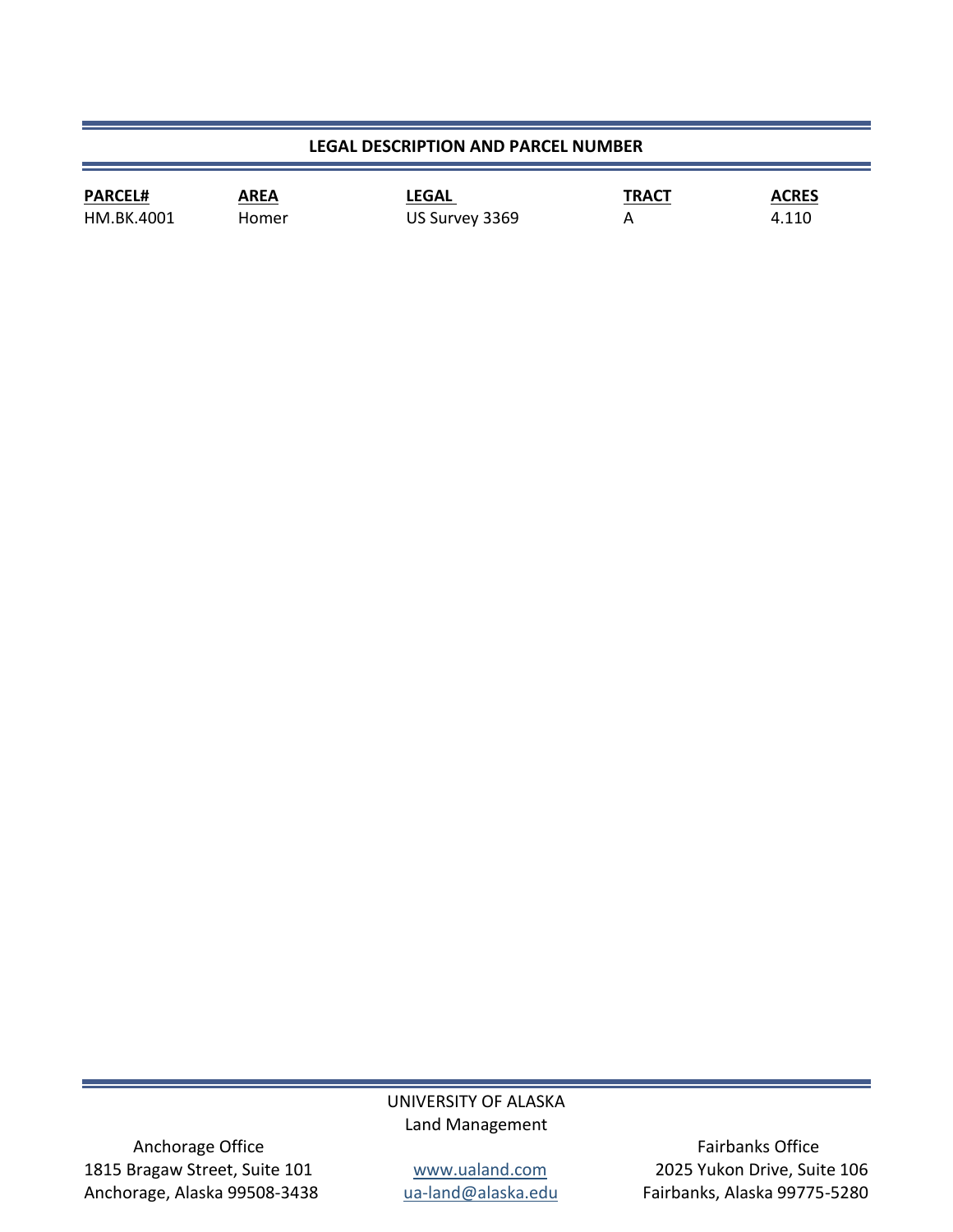## LEGAL DESCRIPTION AND PARCEL NUMBER

| PARCEL# | AREA | LEGAL | TRACT | ACRES |
|---|---|---|---|---|
| HM.BK.4001 | Homer | US Survey 3369 | A | 4.110 |

UNIVERSITY OF ALASKA
Land Management

Anchorage Office
1815 Bragaw Street, Suite 101
Anchorage, Alaska 99508-3438

www.ualand.com
ua-land@alaska.edu

Fairbanks Office
2025 Yukon Drive, Suite 106
Fairbanks, Alaska 99775-5280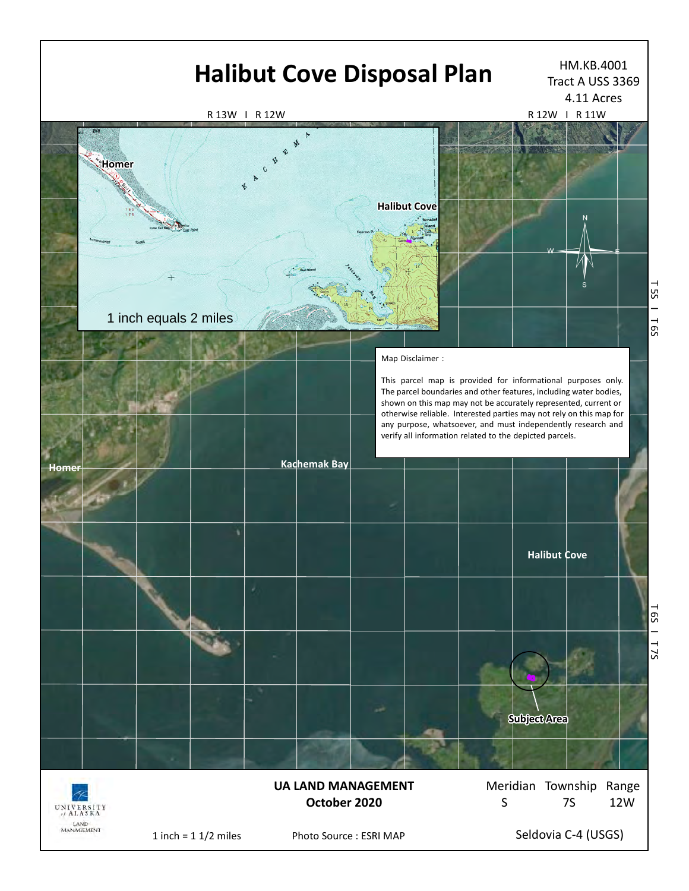# Halibut Cove Disposal Plan

HM.KB.4001
Tract A USS 3369
4.11 Acres

R 13W | R 12W

R 12W | R 11W

T 5S | T 6S

T 6S | T 7S

Homer

Halibut Cove

1 inch equals 2 miles

Map Disclaimer :

This parcel map is provided for informational purposes only. The parcel boundaries and other features, including water bodies, shown on this map may not be accurately represented, current or otherwise reliable. Interested parties may not rely on this map for any purpose, whatsoever, and must independently research and verify all information related to the depicted parcels.

Homer

Kachemak Bay

Halibut Cove

Subject Area

**UA LAND MANAGEMENT**
**October 2020**

| Meridian | Township | Range |
| --- | --- | --- |
| S | 7S | 12W |

1 inch = 1 1/2 miles

Photo Source : ESRI MAP

Seldovia C-4 (USGS)

UNIVERSITY of ALASKA LAND MANAGEMENT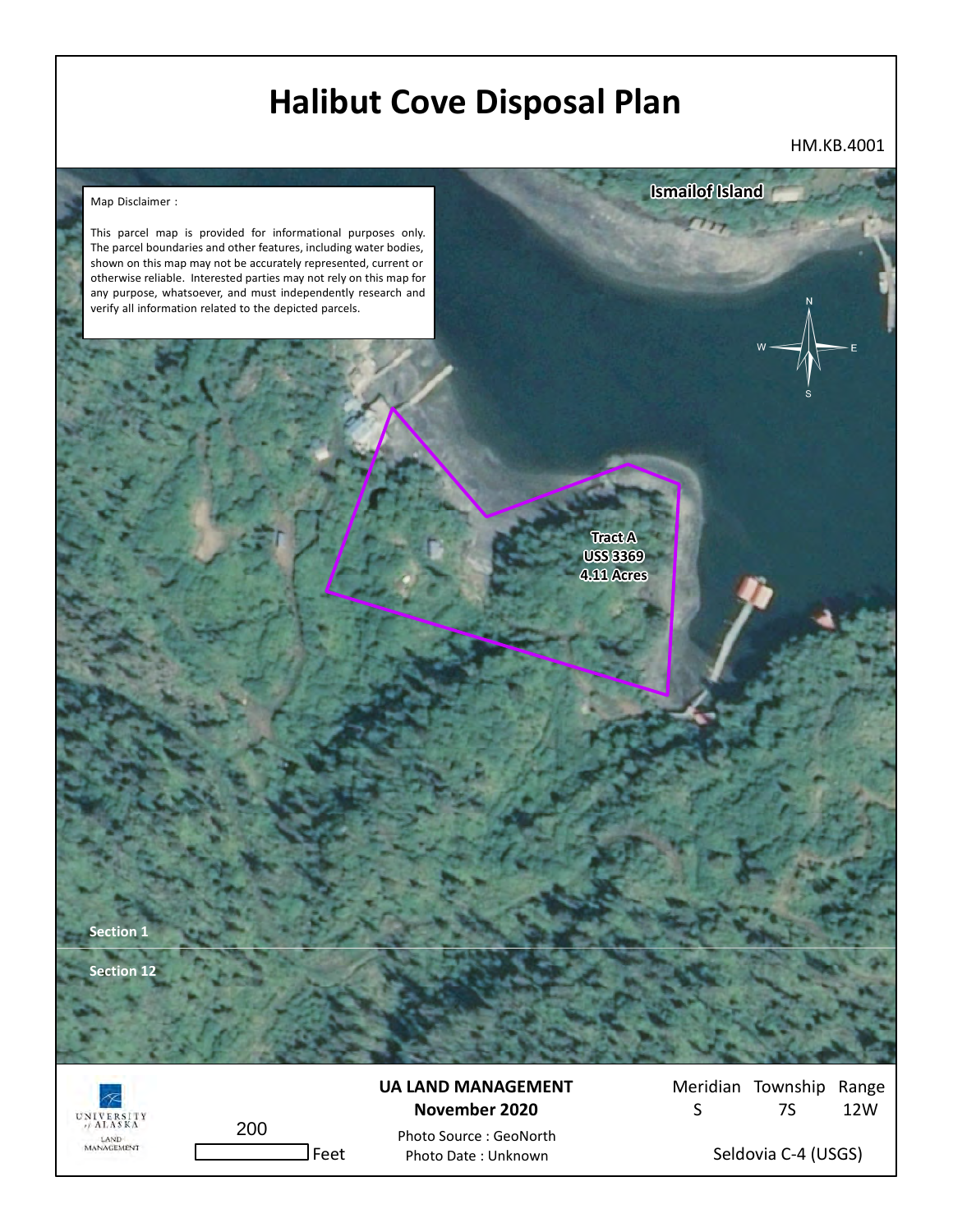# Halibut Cove Disposal Plan

HM.KB.4001

Map Disclaimer :

This parcel map is provided for informational purposes only. The parcel boundaries and other features, including water bodies, shown on this map may not be accurately represented, current or otherwise reliable. Interested parties may not rely on this map for any purpose, whatsoever, and must independently research and verify all information related to the depicted parcels.

Ismailof Island

Tract A
USS 3369
4.11 Acres

Section 1

Section 12

N
W E
S

200
Feet

**UA LAND MANAGEMENT**
**November 2020**

Photo Source : GeoNorth
Photo Date : Unknown

| Meridian | Township | Range |
|---|---|---|
| S | 7S | 12W |

Seldovia C-4 (USGS)